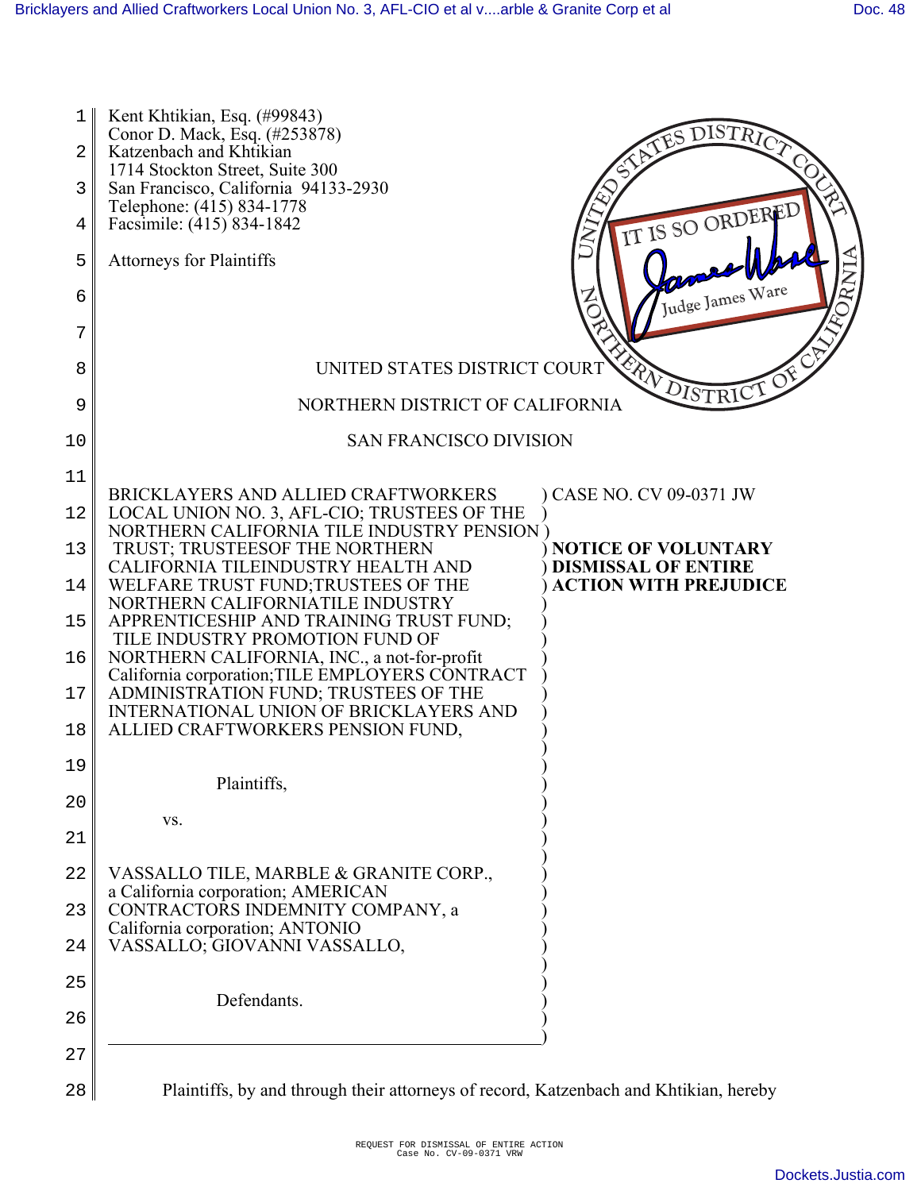Kent Khtikian, Esq. (#99843)
Conor D. Mack, Esq. (#253878)
Katzenbach and Khtikian
1714 Stockton Street, Suite 300
San Francisco, California 94133-2930
Telephone: (415) 834-1778
Facsimile: (415) 834-1842

Attorneys for Plaintiffs

IT IS SO ORDERED
Judge James Ware

UNITED STATES DISTRICT COURT

NORTHERN DISTRICT OF CALIFORNIA

SAN FRANCISCO DIVISION

| | |
|---|---|
| BRICKLAYERS AND ALLIED CRAFTWORKERS LOCAL UNION NO. 3, AFL-CIO; TRUSTEES OF THE NORTHERN CALIFORNIA TILE INDUSTRY PENSION TRUST; TRUSTEESOF THE NORTHERN CALIFORNIA TILEINDUSTRY HEALTH AND WELFARE TRUST FUND;TRUSTEES OF THE NORTHERN CALIFORNIATILE INDUSTRY APPRENTICESHIP AND TRAINING TRUST FUND; TILE INDUSTRY PROMOTION FUND OF NORTHERN CALIFORNIA, INC., a not-for-profit California corporation;TILE EMPLOYERS CONTRACT ADMINISTRATION FUND; TRUSTEES OF THE INTERNATIONAL UNION OF BRICKLAYERS AND ALLIED CRAFTWORKERS PENSION FUND,<br><br>Plaintiffs,<br><br>vs.<br><br>VASSALLO TILE, MARBLE & GRANITE CORP., a California corporation; AMERICAN CONTRACTORS INDEMNITY COMPANY, a California corporation; ANTONIO VASSALLO; GIOVANNI VASSALLO,<br><br>Defendants. | CASE NO. CV 09-0371 JW<br><br>**NOTICE OF VOLUNTARY DISMISSAL OF ENTIRE ACTION WITH PREJUDICE** |

Plaintiffs, by and through their attorneys of record, Katzenbach and Khtikian, hereby

REQUEST FOR DISMISSAL OF ENTIRE ACTION
Case No. CV-09-0371 VRW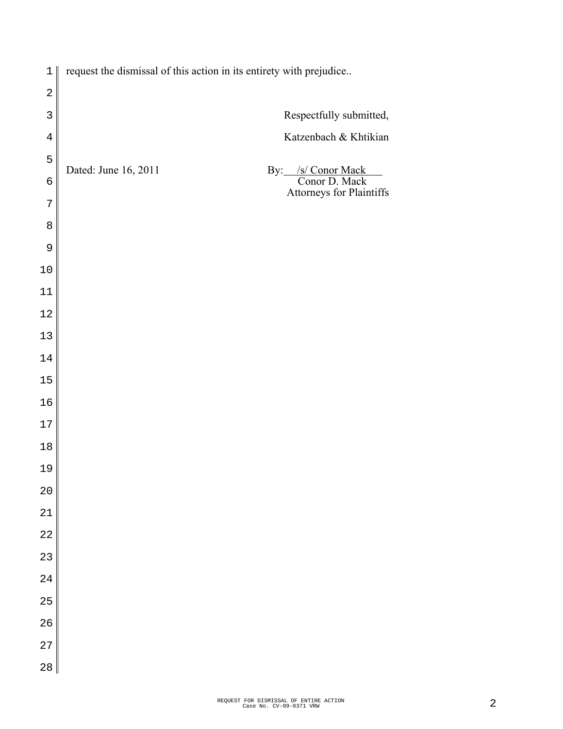request the dismissal of this action in its entirety with prejudice..

Respectfully submitted,

Katzenbach & Khtikian

Dated: June 16, 2011

By: /s/ Conor Mack
Conor D. Mack
Attorneys for Plaintiffs